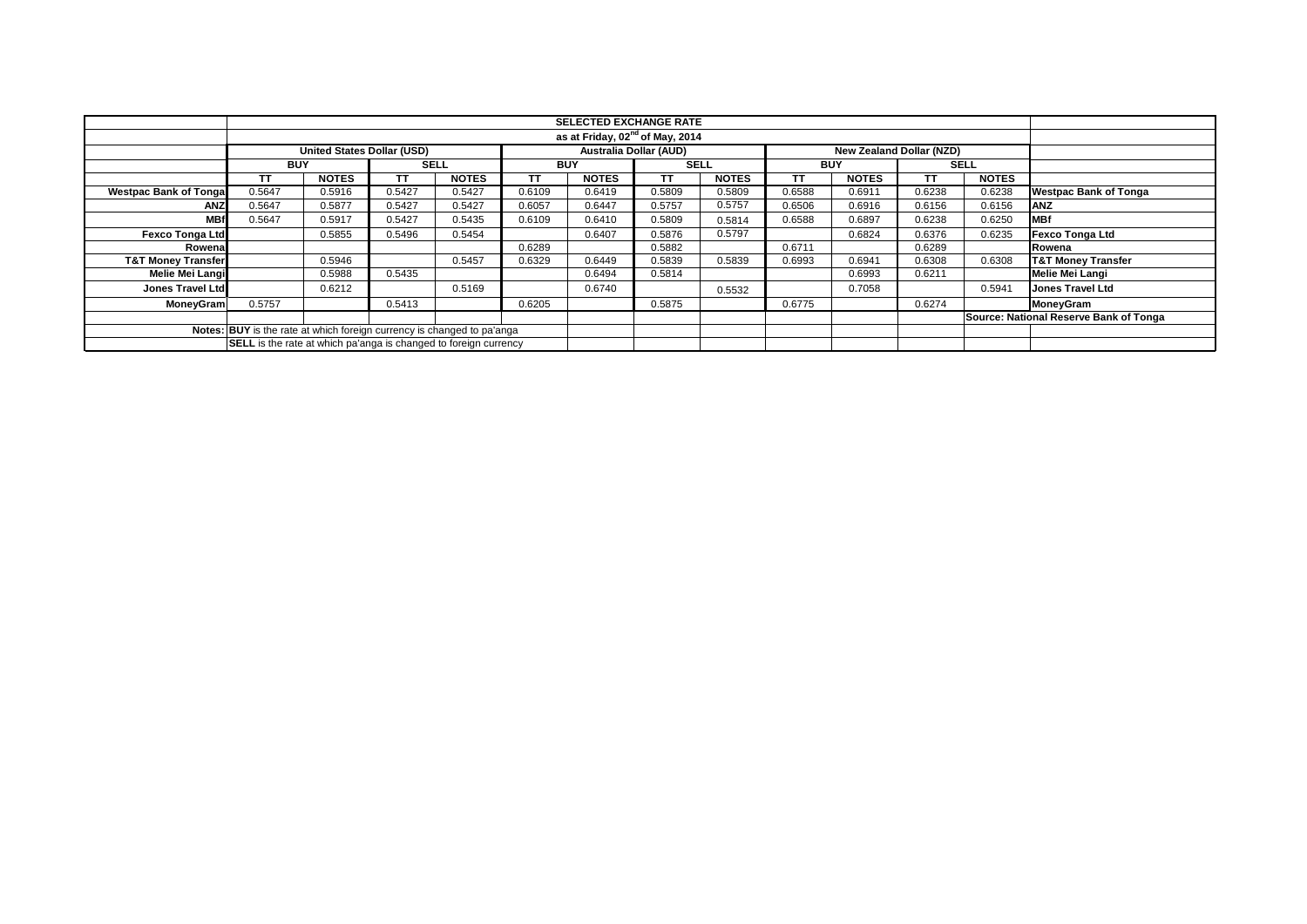| | SELECTED EXCHANGE RATE | | | | | | | | | | | | |
|---|---|---|---|---|---|---|---|---|---|---|---|---|---|
| | as at Friday, 02[nd] of May, 2014 | | | | | | | | | | | | |
| | United States Dollar (USD) | | | | Australia Dollar (AUD) | | | | New Zealand Dollar (NZD) | | | | |
| | BUY | | SELL | | BUY | | SELL | | BUY | | SELL | | |
| | TT | NOTES | TT | NOTES | TT | NOTES | TT | NOTES | TT | NOTES | TT | NOTES | |
| **Westpac Bank of Tonga** | 0.5647 | 0.5916 | 0.5427 | 0.5427 | 0.6109 | 0.6419 | 0.5809 | 0.5809 | 0.6588 | 0.6911 | 0.6238 | 0.6238 | **Westpac Bank of Tonga** |
| **ANZ** | 0.5647 | 0.5877 | 0.5427 | 0.5427 | 0.6057 | 0.6447 | 0.5757 | 0.5757 | 0.6506 | 0.6916 | 0.6156 | 0.6156 | **ANZ** |
| **MBf** | 0.5647 | 0.5917 | 0.5427 | 0.5435 | 0.6109 | 0.6410 | 0.5809 | 0.5814 | 0.6588 | 0.6897 | 0.6238 | 0.6250 | **MBf** |
| **Fexco Tonga Ltd** | | 0.5855 | 0.5496 | 0.5454 | | 0.6407 | 0.5876 | 0.5797 | | 0.6824 | 0.6376 | 0.6235 | **Fexco Tonga Ltd** |
| **Rowena** | | | | | 0.6289 | | 0.5882 | | 0.6711 | | 0.6289 | | **Rowena** |
| **T&T Money Transfer** | | 0.5946 | | 0.5457 | 0.6329 | 0.6449 | 0.5839 | 0.5839 | 0.6993 | 0.6941 | 0.6308 | 0.6308 | **T&T Money Transfer** |
| **Melie Mei Langi** | | 0.5988 | 0.5435 | | | 0.6494 | 0.5814 | | | 0.6993 | 0.6211 | | **Melie Mei Langi** |
| **Jones Travel Ltd** | | 0.6212 | | 0.5169 | | 0.6740 | | 0.5532 | | 0.7058 | | 0.5941 | **Jones Travel Ltd** |
| **MoneyGram** | 0.5757 | | 0.5413 | | 0.6205 | | 0.5875 | | 0.6775 | | 0.6274 | | **MoneyGram** |
| | | | | | | | | | | | | | **Source: National Reserve Bank of Tonga** |
| **Notes:** | **BUY** is the rate at which foreign currency is changed to pa'anga | | | | | | | | | | | | |
| | **SELL** is the rate at which pa'anga is changed to foreign currency | | | | | | | | | | | | |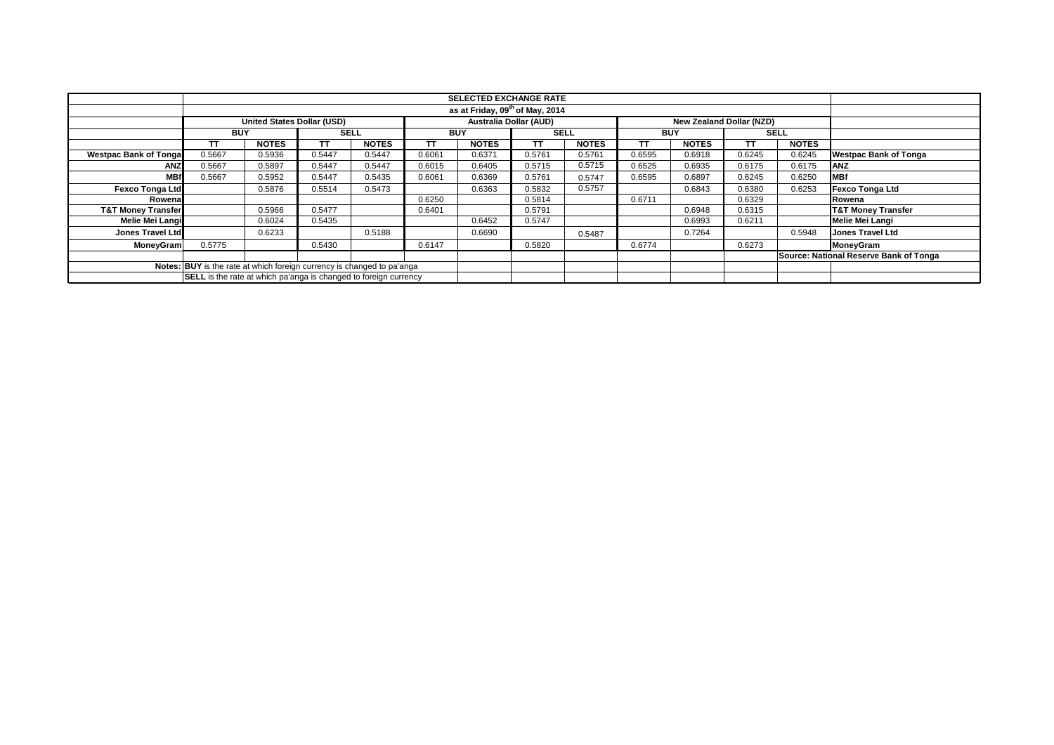| | SELECTED EXCHANGE RATE | | | | | | | | | | | | |
|---|---|---|---|---|---|---|---|---|---|---|---|---|---|
| | as at Friday, 09th of May, 2014 | | | | | | | | | | | | |
| | United States Dollar (USD) | | | | Australia Dollar (AUD) | | | | New Zealand Dollar (NZD) | | | | |
| | BUY | | SELL | | BUY | | SELL | | BUY | | SELL | | |
| | TT | NOTES | TT | NOTES | TT | NOTES | TT | NOTES | TT | NOTES | TT | NOTES | |
| **Westpac Bank of Tonga** | 0.5667 | 0.5936 | 0.5447 | 0.5447 | 0.6061 | 0.6371 | 0.5761 | 0.5761 | 0.6595 | 0.6918 | 0.6245 | 0.6245 | **Westpac Bank of Tonga** |
| **ANZ** | 0.5667 | 0.5897 | 0.5447 | 0.5447 | 0.6015 | 0.6405 | 0.5715 | 0.5715 | 0.6525 | 0.6935 | 0.6175 | 0.6175 | **ANZ** |
| **MBf** | 0.5667 | 0.5952 | 0.5447 | 0.5435 | 0.6061 | 0.6369 | 0.5761 | 0.5747 | 0.6595 | 0.6897 | 0.6245 | 0.6250 | **MBf** |
| **Fexco Tonga Ltd** | | 0.5876 | 0.5514 | 0.5473 | | 0.6363 | 0.5832 | 0.5757 | | 0.6843 | 0.6380 | 0.6253 | **Fexco Tonga Ltd** |
| **Rowena** | | | | | 0.6250 | | 0.5814 | | 0.6711 | | 0.6329 | | **Rowena** |
| **T&T Money Transfer** | | 0.5966 | 0.5477 | | 0.6401 | | 0.5791 | | | 0.6948 | 0.6315 | | **T&T Money Transfer** |
| **Melie Mei Langi** | | 0.6024 | 0.5435 | | | 0.6452 | 0.5747 | | | 0.6993 | 0.6211 | | **Melie Mei Langi** |
| **Jones Travel Ltd** | | 0.6233 | | 0.5188 | | 0.6690 | | 0.5487 | | 0.7264 | | 0.5948 | **Jones Travel Ltd** |
| **MoneyGram** | 0.5775 | | 0.5430 | | 0.6147 | | 0.5820 | | 0.6774 | | 0.6273 | | **MoneyGram** |
| | | | | | | | | | | | | | **Source: National Reserve Bank of Tonga** |
| **Notes:** | **BUY** is the rate at which foreign currency is changed to pa'anga | | | | | | | | | | | | |
| | **SELL** is the rate at which pa'anga is changed to foreign currency | | | | | | | | | | | | |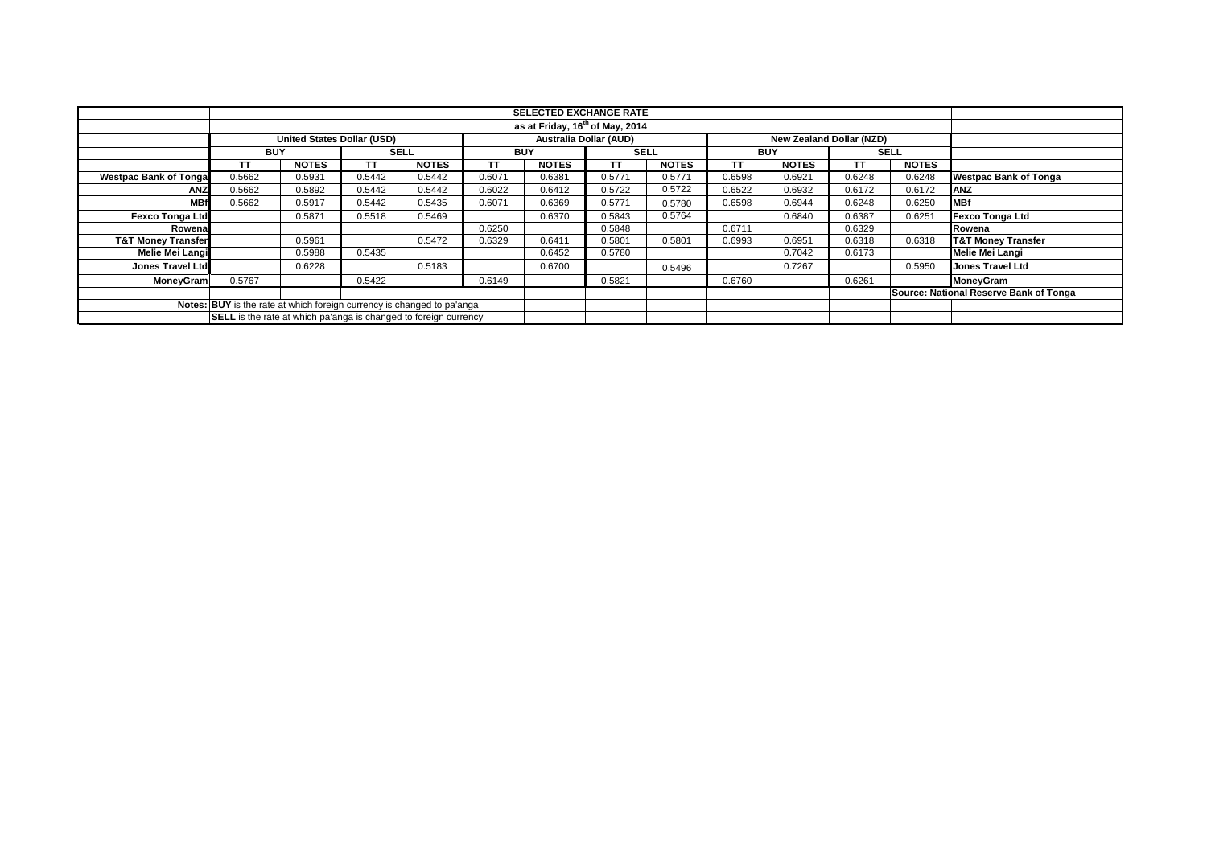| | SELECTED EXCHANGE RATE | | | | | | | | | | | | |
|---|---|---|---|---|---|---|---|---|---|---|---|---|---|
| | as at Friday, 16th of May, 2014 | | | | | | | | | | | | |
| | United States Dollar (USD) | | | | Australia Dollar (AUD) | | | | New Zealand Dollar (NZD) | | | | |
| | BUY | | SELL | | BUY | | SELL | | BUY | | SELL | | |
| | TT | NOTES | TT | NOTES | TT | NOTES | TT | NOTES | TT | NOTES | TT | NOTES | |
| **Westpac Bank of Tonga** | 0.5662 | 0.5931 | 0.5442 | 0.5442 | 0.6071 | 0.6381 | 0.5771 | 0.5771 | 0.6598 | 0.6921 | 0.6248 | 0.6248 | **Westpac Bank of Tonga** |
| **ANZ** | 0.5662 | 0.5892 | 0.5442 | 0.5442 | 0.6022 | 0.6412 | 0.5722 | 0.5722 | 0.6522 | 0.6932 | 0.6172 | 0.6172 | **ANZ** |
| **MBf** | 0.5662 | 0.5917 | 0.5442 | 0.5435 | 0.6071 | 0.6369 | 0.5771 | 0.5780 | 0.6598 | 0.6944 | 0.6248 | 0.6250 | **MBf** |
| **Fexco Tonga Ltd** | | 0.5871 | 0.5518 | 0.5469 | | 0.6370 | 0.5843 | 0.5764 | | 0.6840 | 0.6387 | 0.6251 | **Fexco Tonga Ltd** |
| **Rowena** | | | | | 0.6250 | | 0.5848 | | 0.6711 | | 0.6329 | | **Rowena** |
| **T&T Money Transfer** | | 0.5961 | | 0.5472 | 0.6329 | 0.6411 | 0.5801 | 0.5801 | 0.6993 | 0.6951 | 0.6318 | 0.6318 | **T&T Money Transfer** |
| **Melie Mei Langi** | | 0.5988 | 0.5435 | | | 0.6452 | 0.5780 | | | 0.7042 | 0.6173 | | **Melie Mei Langi** |
| **Jones Travel Ltd** | | 0.6228 | | 0.5183 | | 0.6700 | | 0.5496 | | 0.7267 | | 0.5950 | **Jones Travel Ltd** |
| **MoneyGram** | 0.5767 | | 0.5422 | | 0.6149 | | 0.5821 | | 0.6760 | | 0.6261 | | **MoneyGram** |
| | | | | | | | | | | | | | **Source: National Reserve Bank of Tonga** |
| **Notes:** | **BUY** is the rate at which foreign currency is changed to pa'anga | | | | | | | | | | | | |
| | **SELL** is the rate at which pa'anga is changed to foreign currency | | | | | | | | | | | | |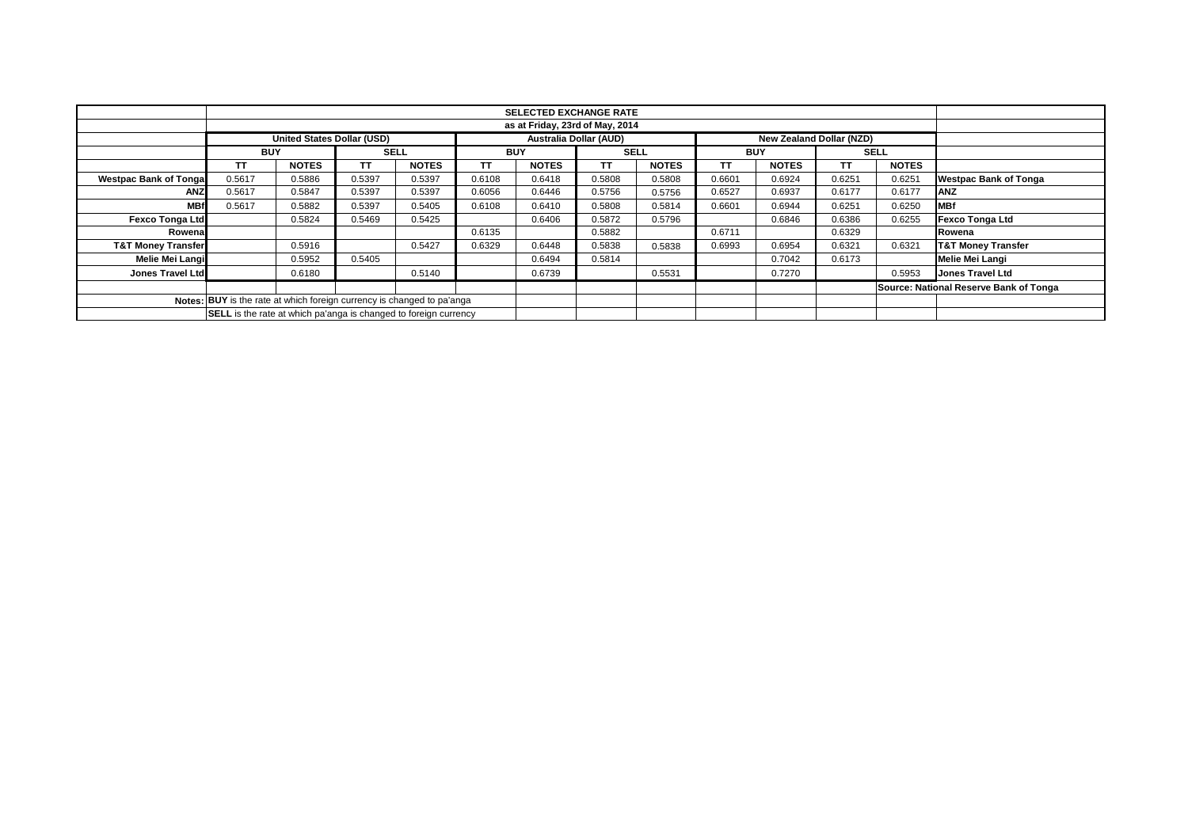| | SELECTED EXCHANGE RATE | | | | | | | | | | | | |
|---|---|---|---|---|---|---|---|---|---|---|---|---|---|
| | as at Friday, 23rd of May, 2014 | | | | | | | | | | | | |
| | United States Dollar (USD) | | | | Australia Dollar (AUD) | | | | New Zealand Dollar (NZD) | | | | |
| | BUY | | SELL | | BUY | | SELL | | BUY | | SELL | | |
| | TT | NOTES | TT | NOTES | TT | NOTES | TT | NOTES | TT | NOTES | TT | NOTES | |
| **Westpac Bank of Tonga** | 0.5617 | 0.5886 | 0.5397 | 0.5397 | 0.6108 | 0.6418 | 0.5808 | 0.5808 | 0.6601 | 0.6924 | 0.6251 | 0.6251 | **Westpac Bank of Tonga** |
| **ANZ** | 0.5617 | 0.5847 | 0.5397 | 0.5397 | 0.6056 | 0.6446 | 0.5756 | 0.5756 | 0.6527 | 0.6937 | 0.6177 | 0.6177 | **ANZ** |
| **MBf** | 0.5617 | 0.5882 | 0.5397 | 0.5405 | 0.6108 | 0.6410 | 0.5808 | 0.5814 | 0.6601 | 0.6944 | 0.6251 | 0.6250 | **MBf** |
| **Fexco Tonga Ltd** | | 0.5824 | 0.5469 | 0.5425 | | 0.6406 | 0.5872 | 0.5796 | | 0.6846 | 0.6386 | 0.6255 | **Fexco Tonga Ltd** |
| **Rowena** | | | | | 0.6135 | | 0.5882 | | 0.6711 | | 0.6329 | | **Rowena** |
| **T&T Money Transfer** | | 0.5916 | | 0.5427 | 0.6329 | 0.6448 | 0.5838 | 0.5838 | 0.6993 | 0.6954 | 0.6321 | 0.6321 | **T&T Money Transfer** |
| **Melie Mei Langi** | | 0.5952 | 0.5405 | | | 0.6494 | 0.5814 | | | 0.7042 | 0.6173 | | **Melie Mei Langi** |
| **Jones Travel Ltd** | | 0.6180 | | 0.5140 | | 0.6739 | | 0.5531 | | 0.7270 | | 0.5953 | **Jones Travel Ltd** |
| | | | | | | | | | | | | | **Source: National Reserve Bank of Tonga** |
| **Notes:** | **BUY** is the rate at which foreign currency is changed to pa'anga | | | | | | | | | | | | |
| | **SELL** is the rate at which pa'anga is changed to foreign currency | | | | | | | | | | | | |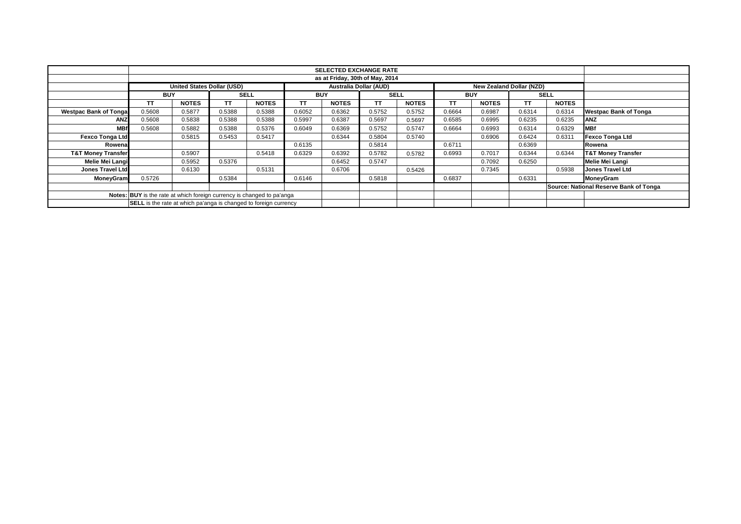| | SELECTED EXCHANGE RATE | | | | | | | | | | | | |
|---|---|---|---|---|---|---|---|---|---|---|---|---|---|
| | as at Friday, 30th of May, 2014 | | | | | | | | | | | | |
| | United States Dollar (USD) | | | | Australia Dollar (AUD) | | | | New Zealand Dollar (NZD) | | | | |
| | BUY | | SELL | | BUY | | SELL | | BUY | | SELL | | |
| | TT | NOTES | TT | NOTES | TT | NOTES | TT | NOTES | TT | NOTES | TT | NOTES | |
| **Westpac Bank of Tonga** | 0.5608 | 0.5877 | 0.5388 | 0.5388 | 0.6052 | 0.6362 | 0.5752 | 0.5752 | 0.6664 | 0.6987 | 0.6314 | 0.6314 | **Westpac Bank of Tonga** |
| **ANZ** | 0.5608 | 0.5838 | 0.5388 | 0.5388 | 0.5997 | 0.6387 | 0.5697 | 0.5697 | 0.6585 | 0.6995 | 0.6235 | 0.6235 | **ANZ** |
| **MBf** | 0.5608 | 0.5882 | 0.5388 | 0.5376 | 0.6049 | 0.6369 | 0.5752 | 0.5747 | 0.6664 | 0.6993 | 0.6314 | 0.6329 | **MBf** |
| **Fexco Tonga Ltd** | | 0.5815 | 0.5453 | 0.5417 | | 0.6344 | 0.5804 | 0.5740 | | 0.6906 | 0.6424 | 0.6311 | **Fexco Tonga Ltd** |
| **Rowena** | | | | | 0.6135 | | 0.5814 | | 0.6711 | | 0.6369 | | **Rowena** |
| **T&T Money Transfer** | | 0.5907 | | 0.5418 | 0.6329 | 0.6392 | 0.5782 | 0.5782 | 0.6993 | 0.7017 | 0.6344 | 0.6344 | **T&T Money Transfer** |
| **Melie Mei Langi** | | 0.5952 | 0.5376 | | | 0.6452 | 0.5747 | | | 0.7092 | 0.6250 | | **Melie Mei Langi** |
| **Jones Travel Ltd** | | 0.6130 | | 0.5131 | | 0.6706 | | 0.5426 | | 0.7345 | | 0.5938 | **Jones Travel Ltd** |
| **MoneyGram** | 0.5726 | | 0.5384 | | 0.6146 | | 0.5818 | | 0.6837 | | 0.6331 | | **MoneyGram** |
| | | | | | | | | | | | | | **Source: National Reserve Bank of Tonga** |
| **Notes:** | **BUY** is the rate at which foreign currency is changed to pa'anga | | | | | | | | | | | | |
| | **SELL** is the rate at which pa'anga is changed to foreign currency | | | | | | | | | | | | |